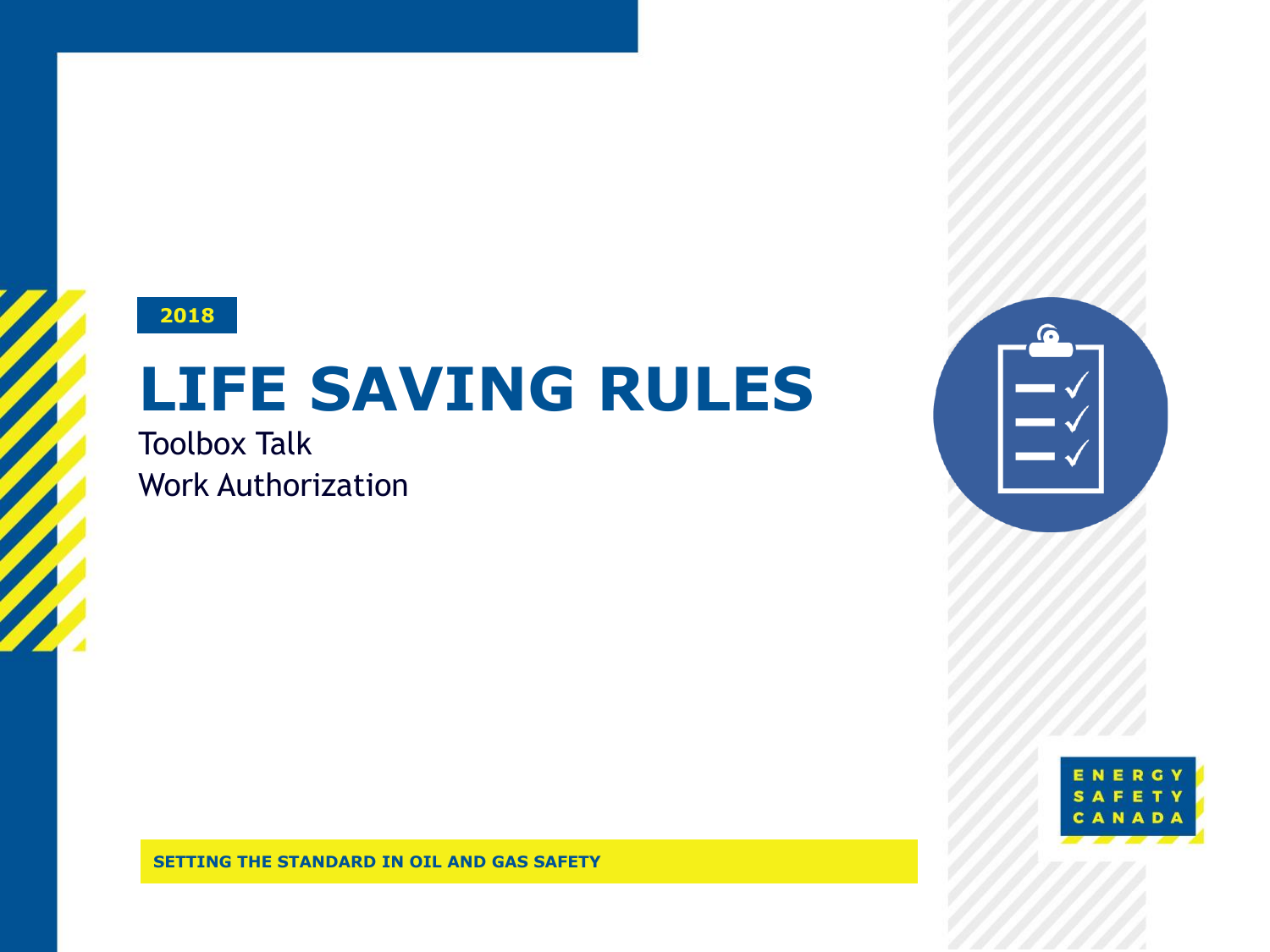2018

# LIFE SAVING RULES

Toolbox Talk

Work Authorization

ENERGY SAFETY CANADA

**SETTING THE STANDARD IN OIL AND GAS SAFETY**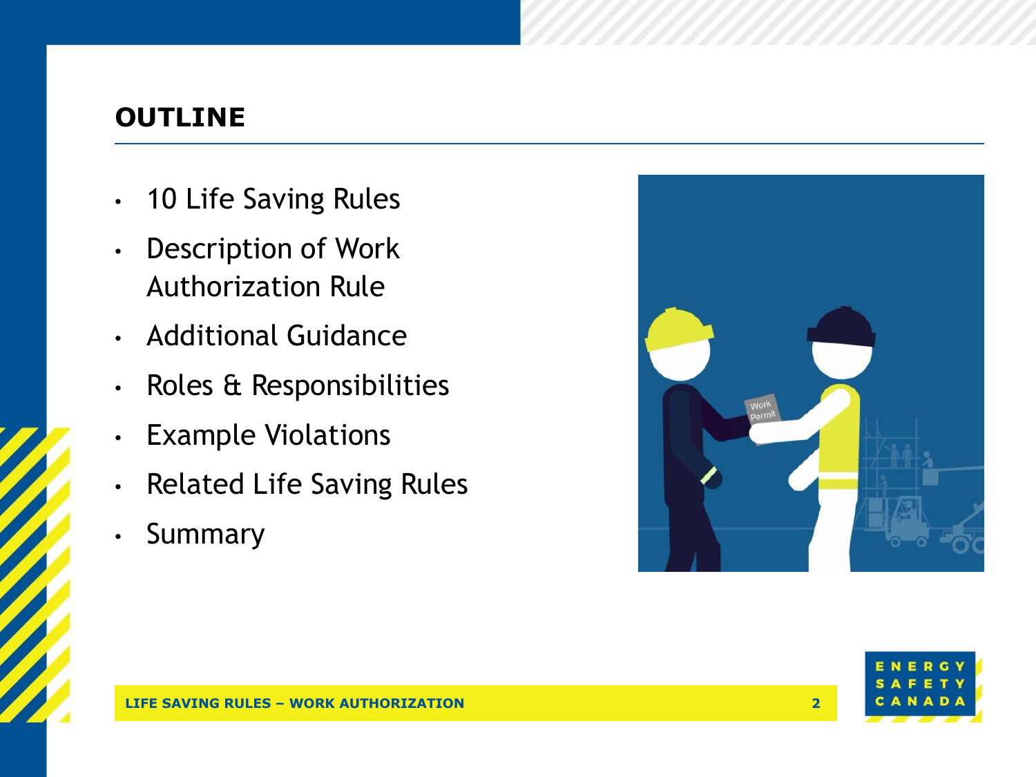# OUTLINE

- 10 Life Saving Rules
- Description of Work Authorization Rule
- Additional Guidance
- Roles & Responsibilities
- Example Violations
- Related Life Saving Rules
- Summary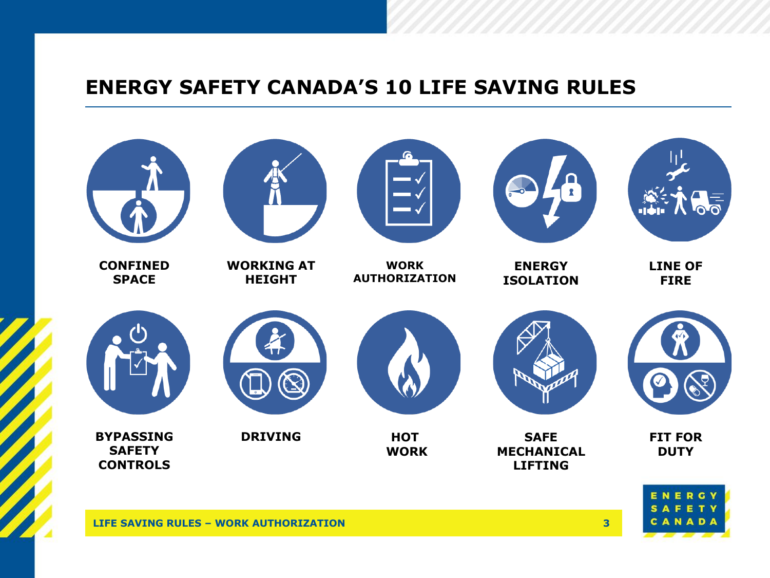# ENERGY SAFETY CANADA'S 10 LIFE SAVING RULES

- CONFINED SPACE
- WORKING AT HEIGHT
- WORK AUTHORIZATION
- ENERGY ISOLATION
- LINE OF FIRE
- BYPASSING SAFETY CONTROLS
- DRIVING
- HOT WORK
- SAFE MECHANICAL LIFTING
- FIT FOR DUTY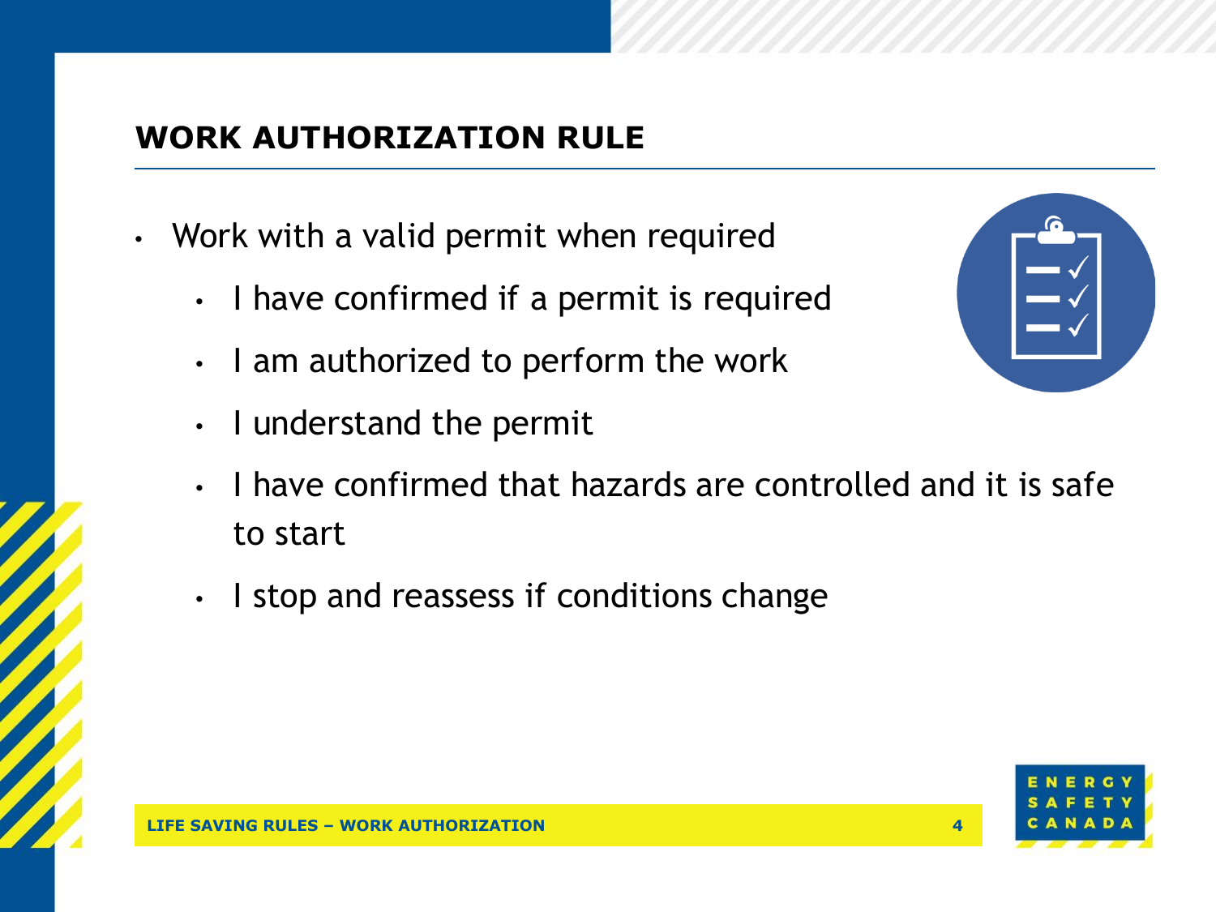## WORK AUTHORIZATION RULE

- Work with a valid permit when required
  - I have confirmed if a permit is required
  - I am authorized to perform the work
  - I understand the permit
  - I have confirmed that hazards are controlled and it is safe to start
  - I stop and reassess if conditions change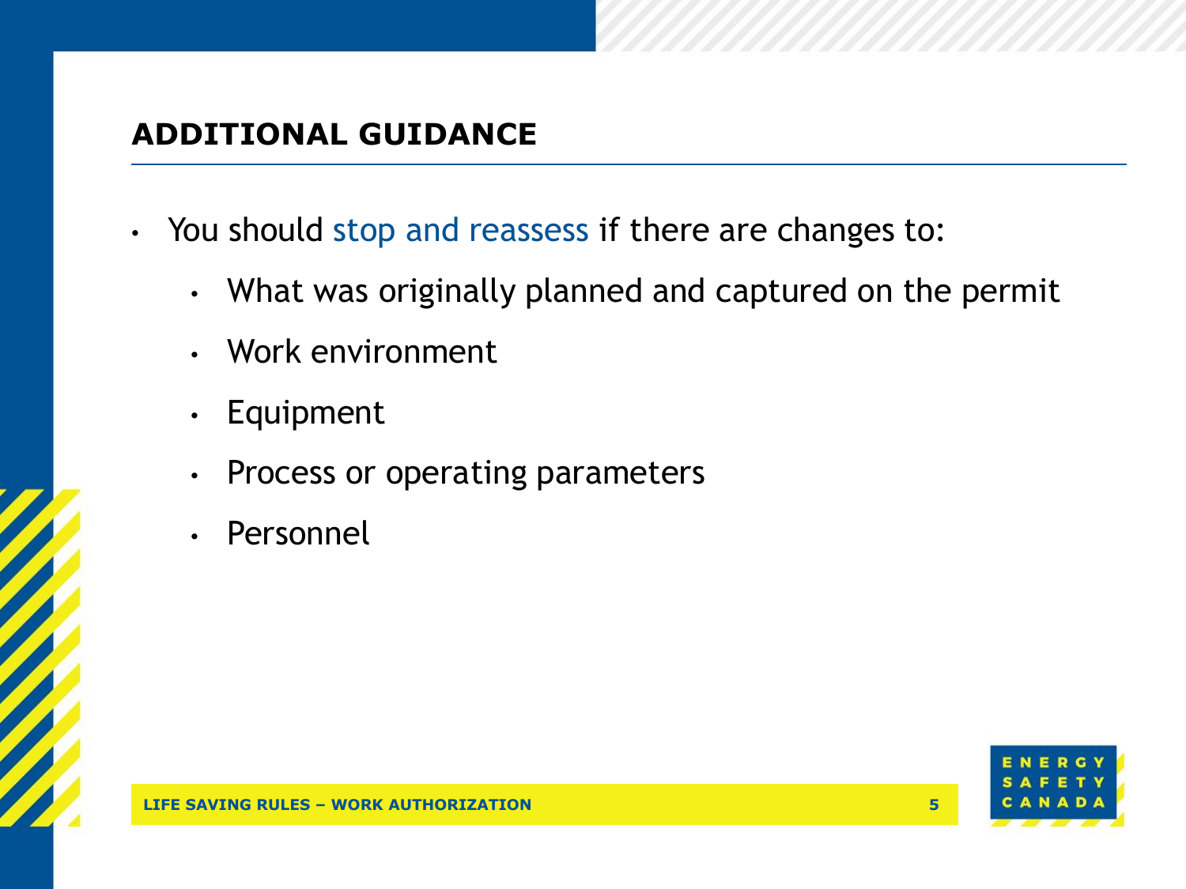## ADDITIONAL GUIDANCE

- You should stop and reassess if there are changes to:
  - What was originally planned and captured on the permit
  - Work environment
  - Equipment
  - Process or operating parameters
  - Personnel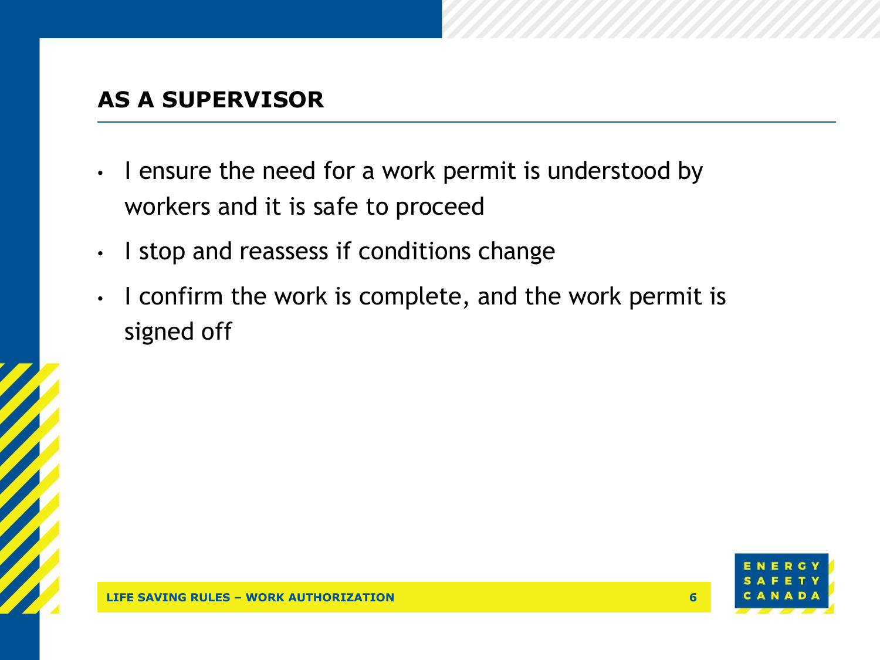## AS A SUPERVISOR

- I ensure the need for a work permit is understood by workers and it is safe to proceed
- I stop and reassess if conditions change
- I confirm the work is complete, and the work permit is signed off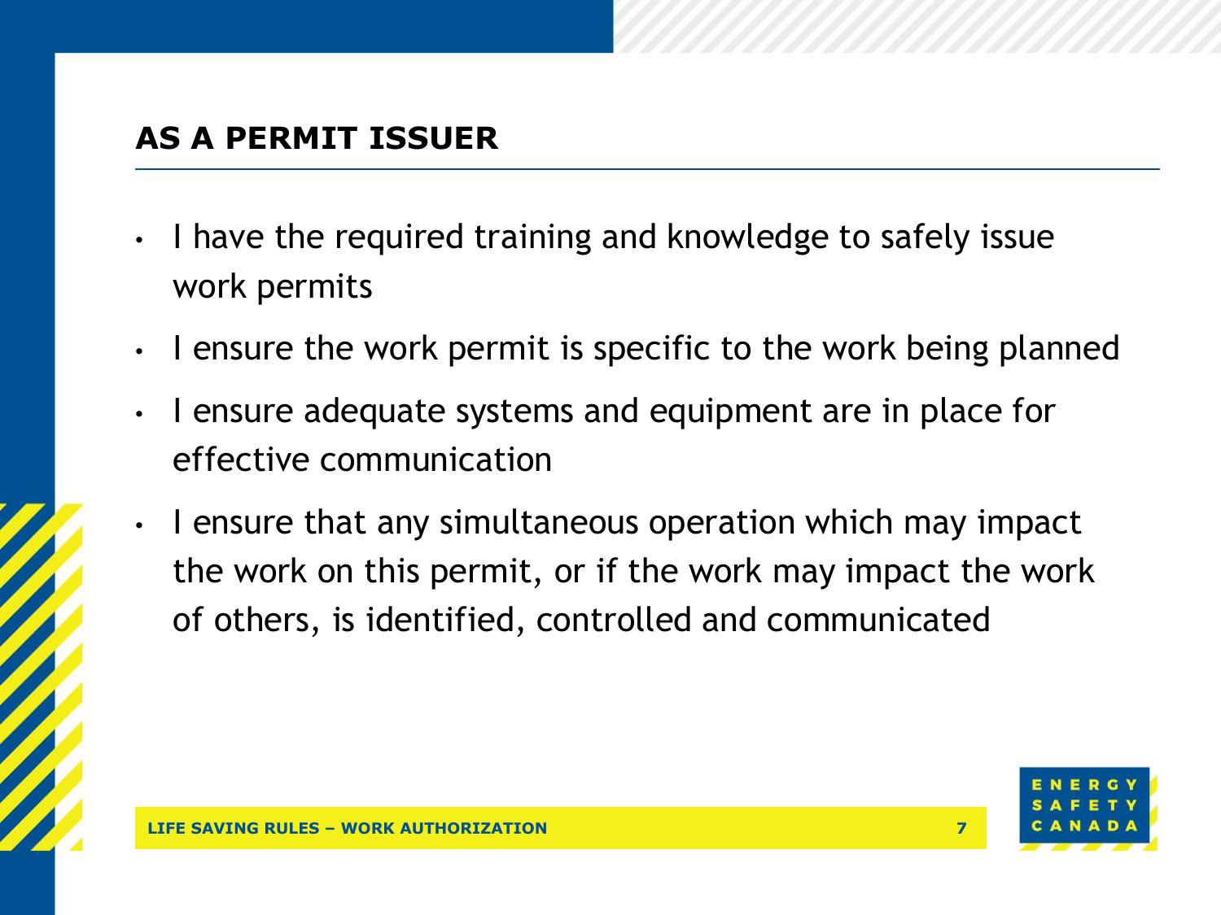## AS A PERMIT ISSUER

- I have the required training and knowledge to safely issue work permits
- I ensure the work permit is specific to the work being planned
- I ensure adequate systems and equipment are in place for effective communication
- I ensure that any simultaneous operation which may impact the work on this permit, or if the work may impact the work of others, is identified, controlled and communicated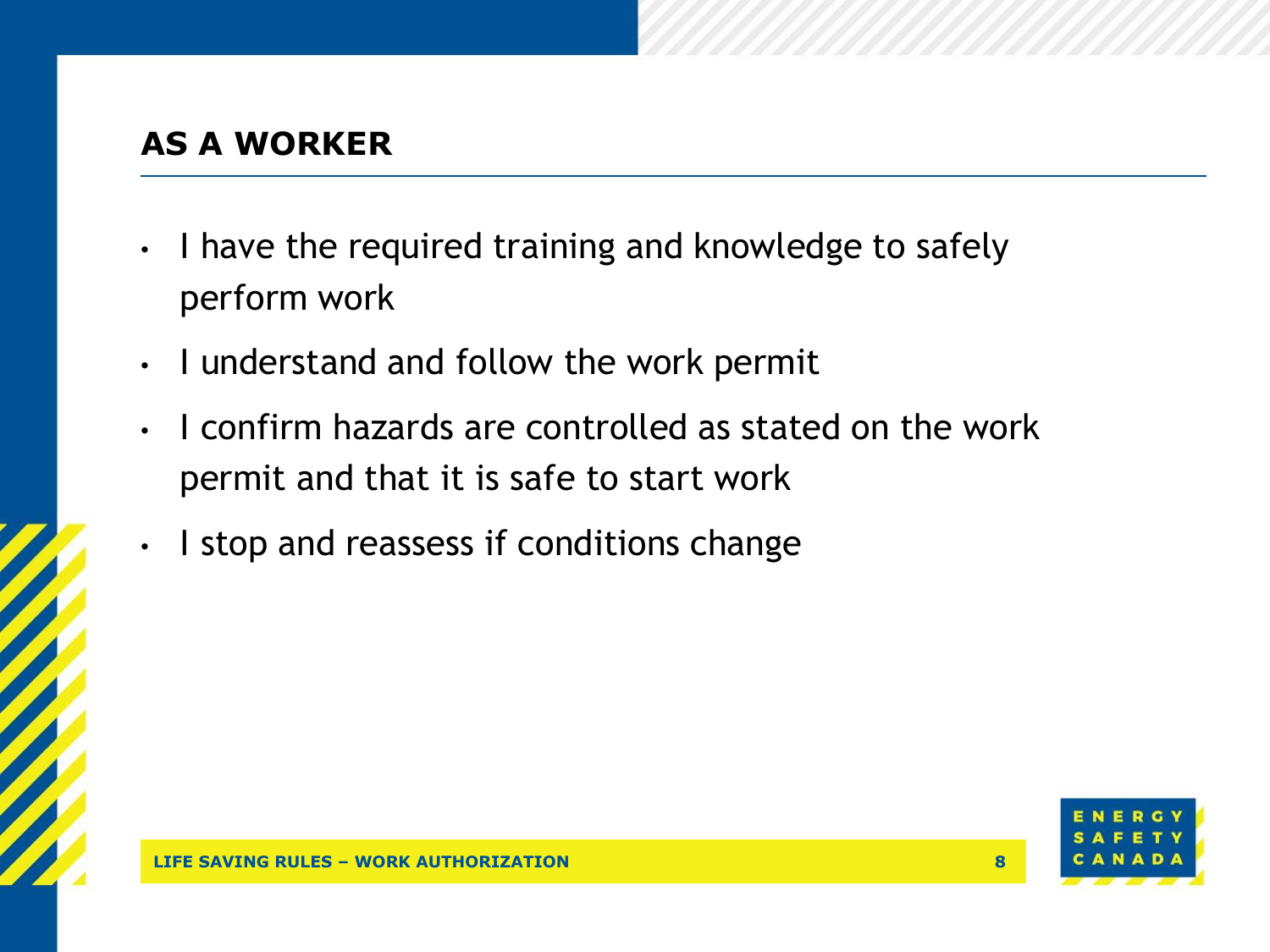## AS A WORKER

- I have the required training and knowledge to safely perform work
- I understand and follow the work permit
- I confirm hazards are controlled as stated on the work permit and that it is safe to start work
- I stop and reassess if conditions change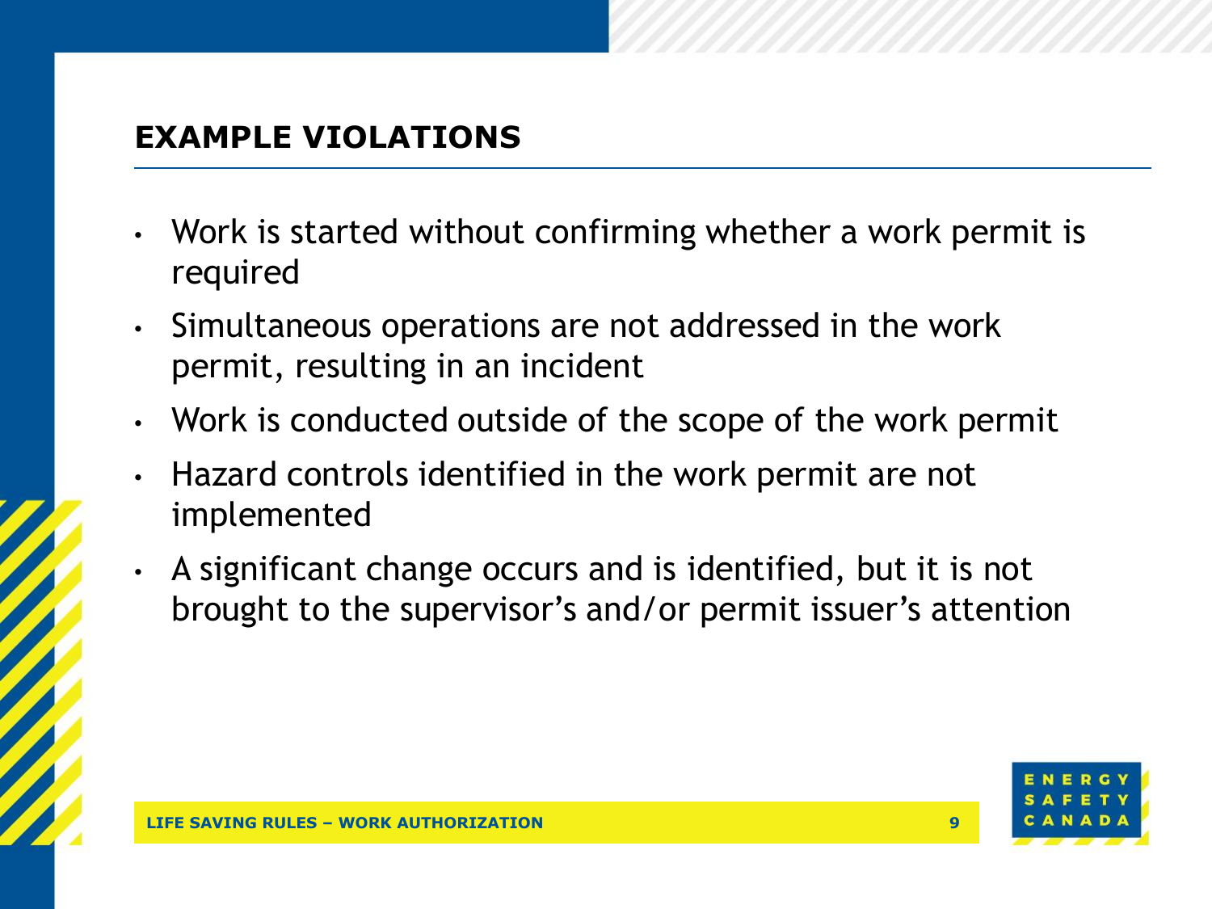## EXAMPLE VIOLATIONS

- Work is started without confirming whether a work permit is required
- Simultaneous operations are not addressed in the work permit, resulting in an incident
- Work is conducted outside of the scope of the work permit
- Hazard controls identified in the work permit are not implemented
- A significant change occurs and is identified, but it is not brought to the supervisor's and/or permit issuer's attention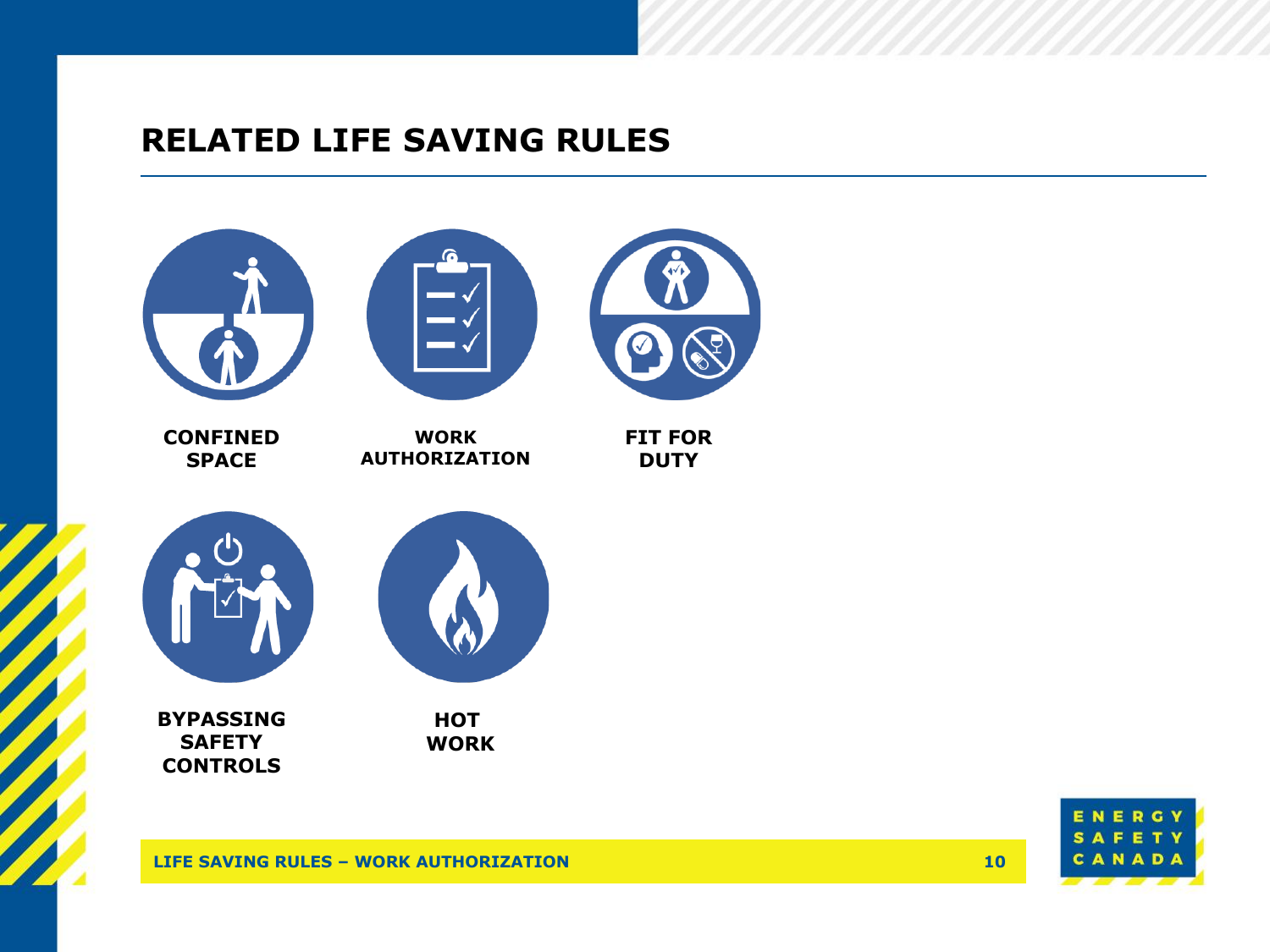# RELATED LIFE SAVING RULES

- **CONFINED SPACE**
- **WORK AUTHORIZATION**
- **FIT FOR DUTY**
- **BYPASSING SAFETY CONTROLS**
- **HOT WORK**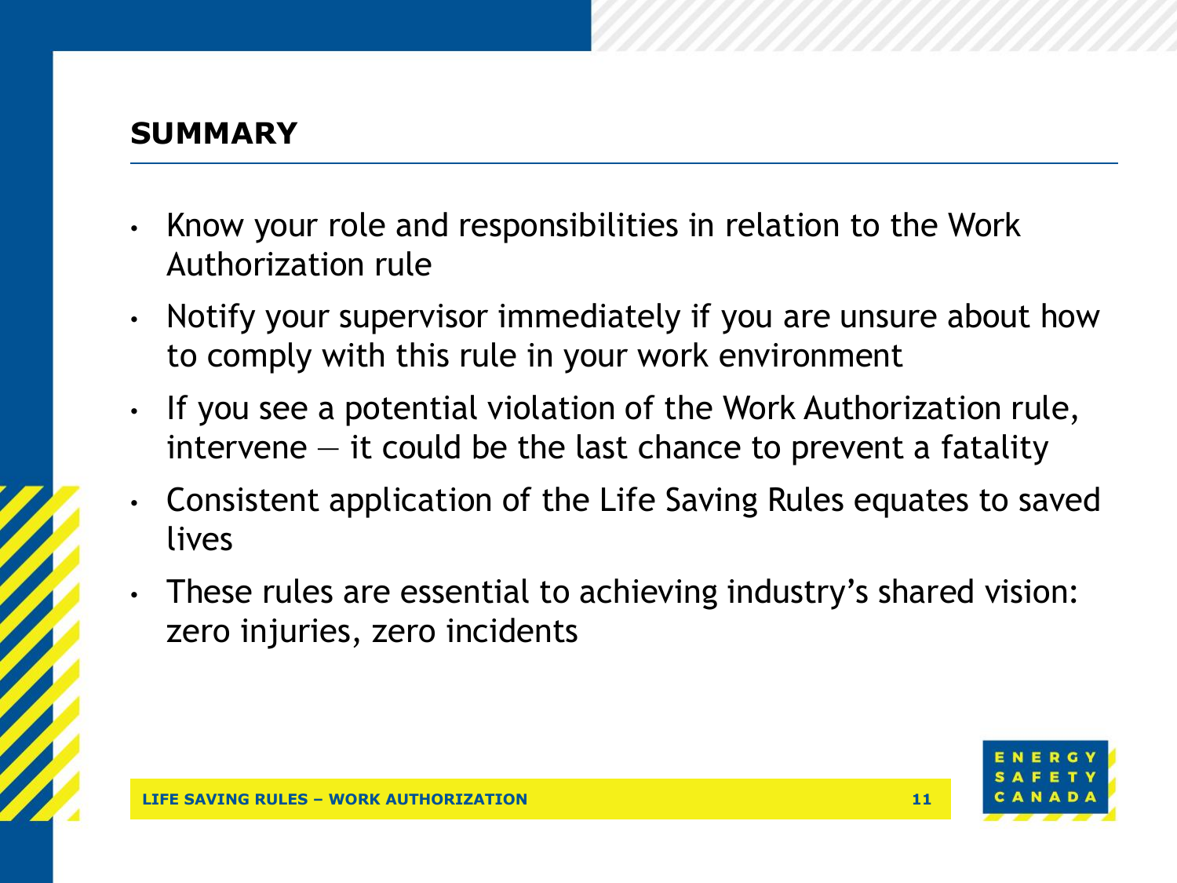## SUMMARY

- Know your role and responsibilities in relation to the Work Authorization rule
- Notify your supervisor immediately if you are unsure about how to comply with this rule in your work environment
- If you see a potential violation of the Work Authorization rule, intervene – it could be the last chance to prevent a fatality
- Consistent application of the Life Saving Rules equates to saved lives
- These rules are essential to achieving industry's shared vision: zero injuries, zero incidents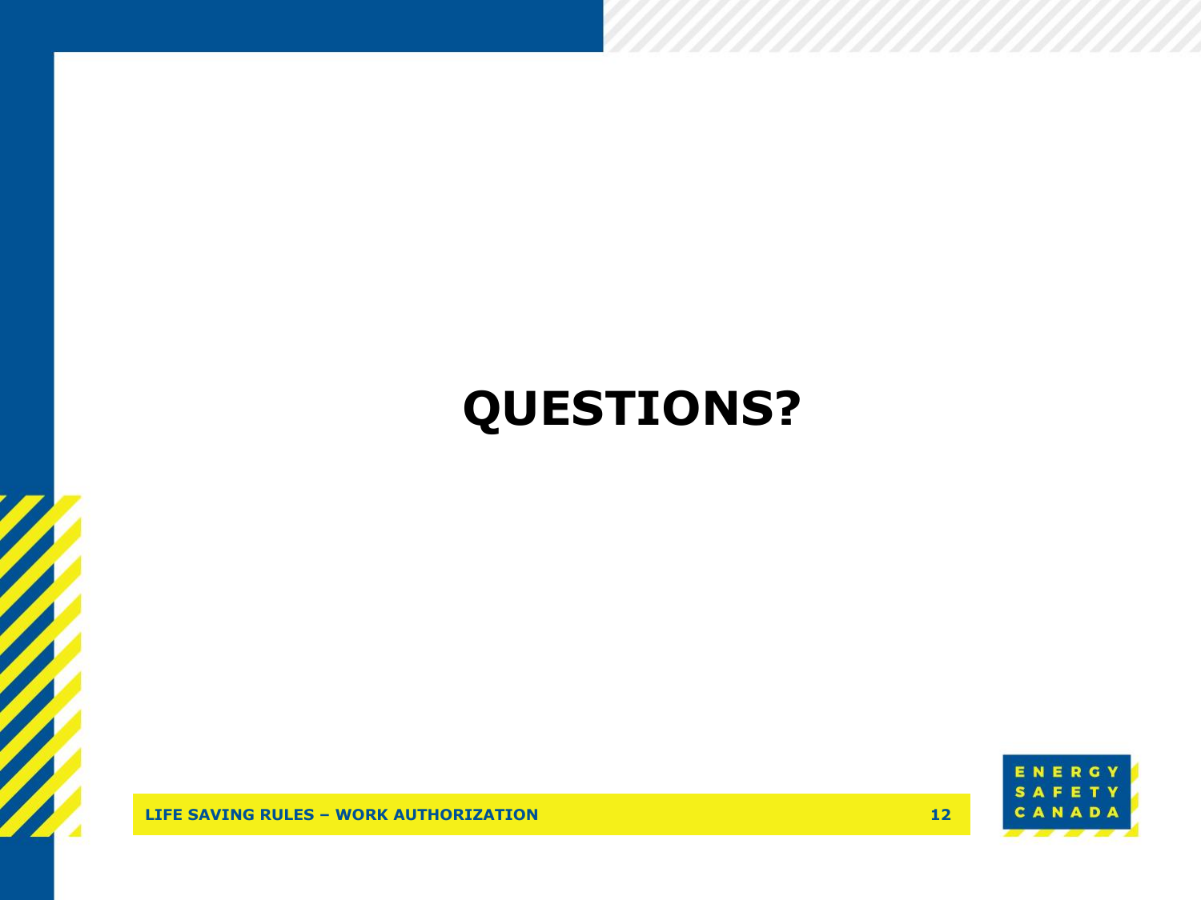# QUESTIONS?